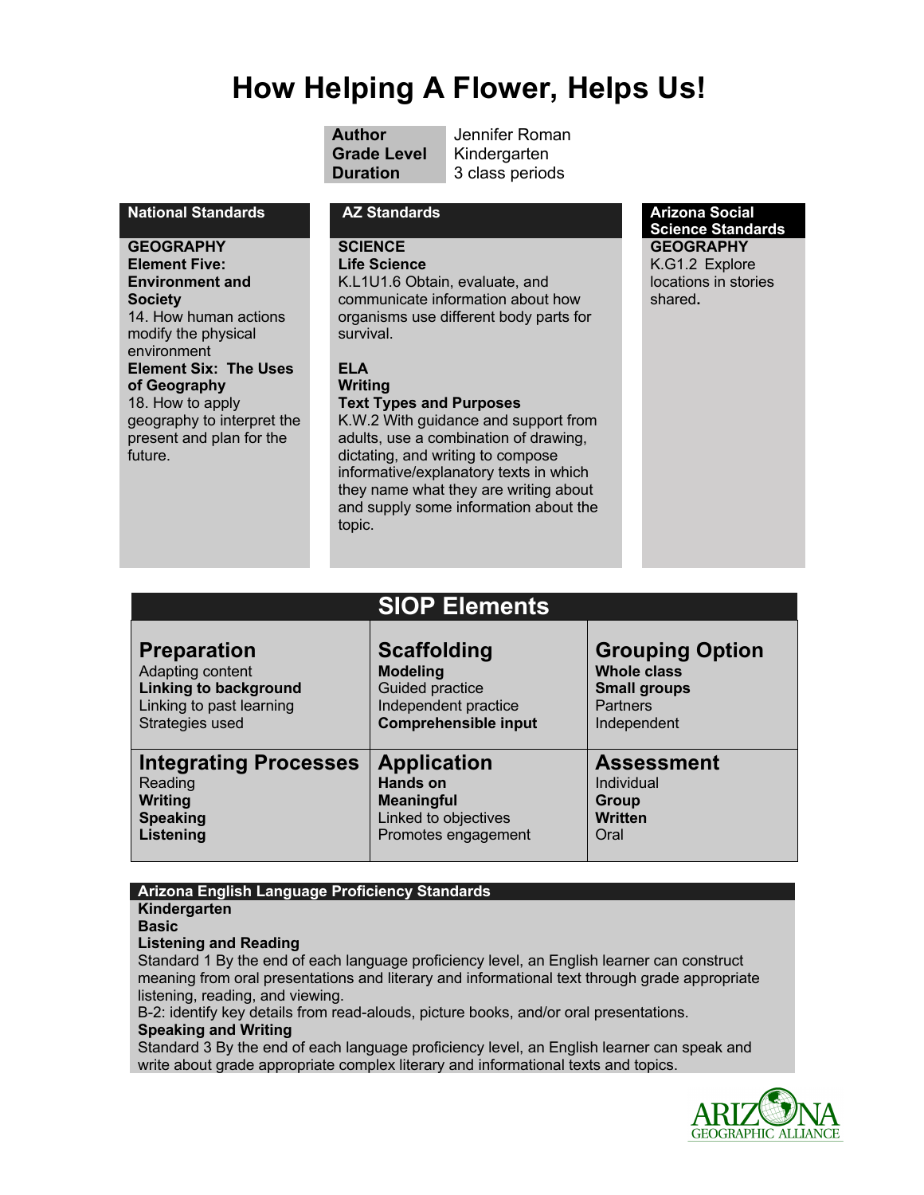# How Helping A Flower, Helps Us!

| | |
|---|---|
| **Author** | Jennifer Roman |
| **Grade Level** | Kindergarten |
| **Duration** | 3 class periods |

## National Standards

**GEOGRAPHY**
**Element Five: Environment and Society**
14. How human actions modify the physical environment
**Element Six: The Uses of Geography**
18. How to apply geography to interpret the present and plan for the future.

## AZ Standards

**SCIENCE**
**Life Science**
K.L1U1.6 Obtain, evaluate, and communicate information about how organisms use different body parts for survival.

**ELA**
**Writing**
**Text Types and Purposes**
K.W.2 With guidance and support from adults, use a combination of drawing, dictating, and writing to compose informative/explanatory texts in which they name what they are writing about and supply some information about the topic.

## Arizona Social Science Standards

**GEOGRAPHY**
K.G1.2 Explore locations in stories shared**.**

## SIOP Elements

| **Preparation** | **Scaffolding** | **Grouping Option** |
|---|---|---|
| Adapting content<br>**Linking to background**<br>Linking to past learning<br>Strategies used | **Modeling**<br>Guided practice<br>Independent practice<br>**Comprehensible input** | **Whole class**<br>**Small groups**<br>Partners<br>Independent |
| **Integrating Processes** | **Application** | **Assessment** |
| Reading<br>**Writing**<br>**Speaking**<br>**Listening** | **Hands on**<br>**Meaningful**<br>Linked to objectives<br>Promotes engagement | Individual<br>**Group**<br>**Written**<br>Oral |

## Arizona English Language Proficiency Standards

**Kindergarten**
**Basic**
**Listening and Reading**
Standard 1 By the end of each language proficiency level, an English learner can construct meaning from oral presentations and literary and informational text through grade appropriate listening, reading, and viewing.
B-2: identify key details from read-alouds, picture books, and/or oral presentations.
**Speaking and Writing**
Standard 3 By the end of each language proficiency level, an English learner can speak and write about grade appropriate complex literary and informational texts and topics.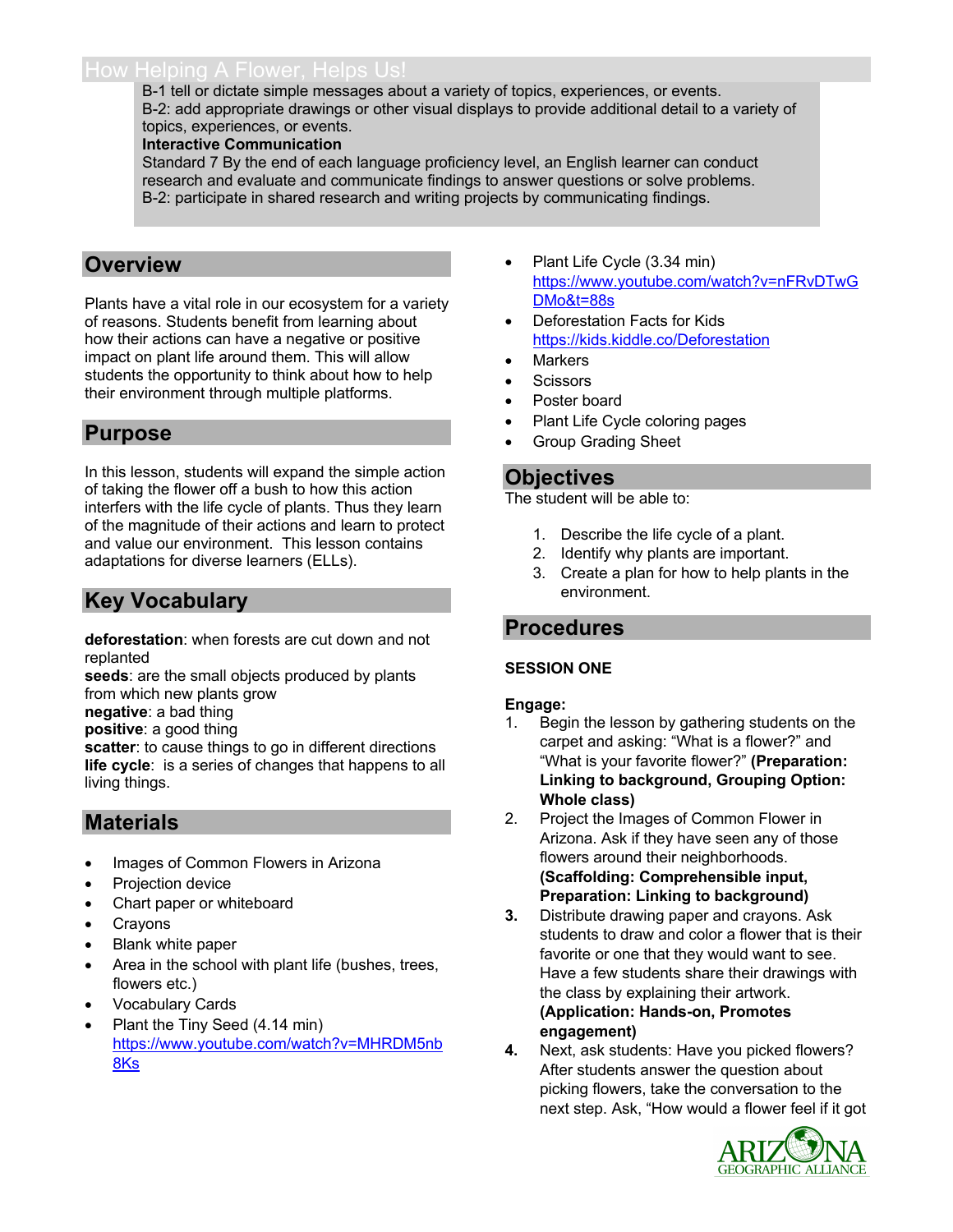B-1 tell or dictate simple messages about a variety of topics, experiences, or events.
B-2: add appropriate drawings or other visual displays to provide additional detail to a variety of topics, experiences, or events.

**Interactive Communication**

Standard 7 By the end of each language proficiency level, an English learner can conduct research and evaluate and communicate findings to answer questions or solve problems.
B-2: participate in shared research and writing projects by communicating findings.

## Overview

Plants have a vital role in our ecosystem for a variety of reasons. Students benefit from learning about how their actions can have a negative or positive impact on plant life around them. This will allow students the opportunity to think about how to help their environment through multiple platforms.

## Purpose

In this lesson, students will expand the simple action of taking the flower off a bush to how this action interfers with the life cycle of plants. Thus they learn of the magnitude of their actions and learn to protect and value our environment. This lesson contains adaptations for diverse learners (ELLs).

## Key Vocabulary

**deforestation**: when forests are cut down and not replanted
**seeds**: are the small objects produced by plants from which new plants grow
**negative**: a bad thing
**positive**: a good thing
**scatter**: to cause things to go in different directions
**life cycle**: is a series of changes that happens to all living things.

## Materials

- Images of Common Flowers in Arizona
- Projection device
- Chart paper or whiteboard
- Crayons
- Blank white paper
- Area in the school with plant life (bushes, trees, flowers etc.)
- Vocabulary Cards
- Plant the Tiny Seed (4.14 min) https://www.youtube.com/watch?v=MHRDM5nb8Ks
- Plant Life Cycle (3.34 min) https://www.youtube.com/watch?v=nFRvDTwGDMo&t=88s
- Deforestation Facts for Kids https://kids.kiddle.co/Deforestation
- Markers
- Scissors
- Poster board
- Plant Life Cycle coloring pages
- Group Grading Sheet

## Objectives

The student will be able to:

1. Describe the life cycle of a plant.
2. Identify why plants are important.
3. Create a plan for how to help plants in the environment.

## Procedures

**SESSION ONE**

**Engage:**

1. Begin the lesson by gathering students on the carpet and asking: "What is a flower?" and "What is your favorite flower?" **(Preparation: Linking to background, Grouping Option: Whole class)**
2. Project the Images of Common Flower in Arizona. Ask if they have seen any of those flowers around their neighborhoods. **(Scaffolding: Comprehensible input, Preparation: Linking to background)**
3. Distribute drawing paper and crayons. Ask students to draw and color a flower that is their favorite or one that they would want to see. Have a few students share their drawings with the class by explaining their artwork. **(Application: Hands-on, Promotes engagement)**
4. Next, ask students: Have you picked flowers? After students answer the question about picking flowers, take the conversation to the next step. Ask, "How would a flower feel if it got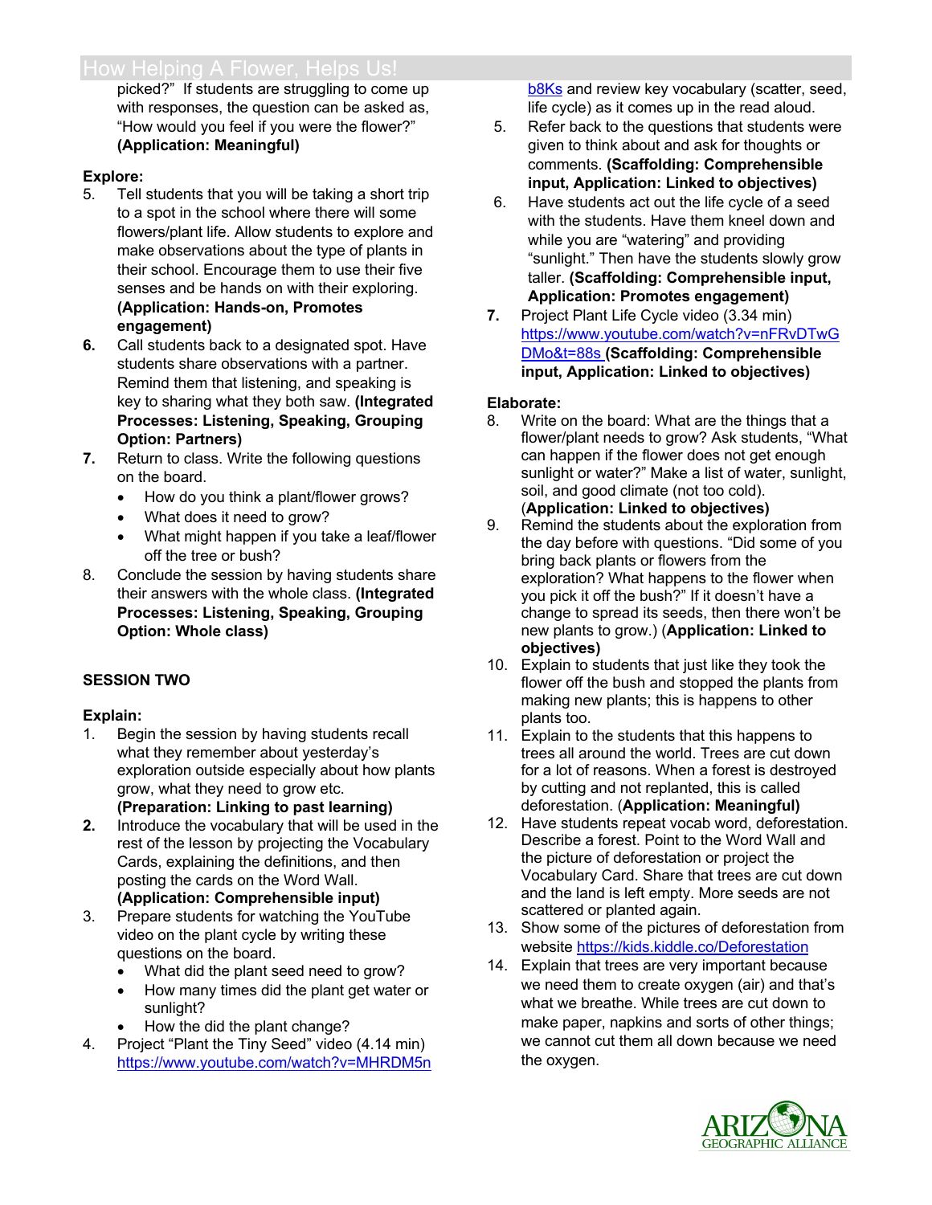picked?" If students are struggling to come up with responses, the question can be asked as, "How would you feel if you were the flower?" **(Application: Meaningful)**

**Explore:**

5. Tell students that you will be taking a short trip to a spot in the school where there will some flowers/plant life. Allow students to explore and make observations about the type of plants in their school. Encourage them to use their five senses and be hands on with their exploring. **(Application: Hands-on, Promotes engagement)**
6. Call students back to a designated spot. Have students share observations with a partner. Remind them that listening, and speaking is key to sharing what they both saw. **(Integrated Processes: Listening, Speaking, Grouping Option: Partners)**
7. Return to class. Write the following questions on the board.
   - How do you think a plant/flower grows?
   - What does it need to grow?
   - What might happen if you take a leaf/flower off the tree or bush?
8. Conclude the session by having students share their answers with the whole class. **(Integrated Processes: Listening, Speaking, Grouping Option: Whole class)**

**SESSION TWO**

**Explain:**

1. Begin the session by having students recall what they remember about yesterday's exploration outside especially about how plants grow, what they need to grow etc. **(Preparation: Linking to past learning)**
2. Introduce the vocabulary that will be used in the rest of the lesson by projecting the Vocabulary Cards, explaining the definitions, and then posting the cards on the Word Wall. **(Application: Comprehensible input)**
3. Prepare students for watching the YouTube video on the plant cycle by writing these questions on the board.
   - What did the plant seed need to grow?
   - How many times did the plant get water or sunlight?
   - How the did the plant change?
4. Project "Plant the Tiny Seed" video (4.14 min) https://www.youtube.com/watch?v=MHRDM5nb8Ks and review key vocabulary (scatter, seed, life cycle) as it comes up in the read aloud.
5. Refer back to the questions that students were given to think about and ask for thoughts or comments. **(Scaffolding: Comprehensible input, Application: Linked to objectives)**
6. Have students act out the life cycle of a seed with the students. Have them kneel down and while you are "watering" and providing "sunlight." Then have the students slowly grow taller. **(Scaffolding: Comprehensible input, Application: Promotes engagement)**
7. Project Plant Life Cycle video (3.34 min) https://www.youtube.com/watch?v=nFRvDTwGDMo&t=88s **(Scaffolding: Comprehensible input, Application: Linked to objectives)**

**Elaborate:**

8. Write on the board: What are the things that a flower/plant needs to grow? Ask students, "What can happen if the flower does not get enough sunlight or water?" Make a list of water, sunlight, soil, and good climate (not too cold). (**Application: Linked to objectives)**
9. Remind the students about the exploration from the day before with questions. "Did some of you bring back plants or flowers from the exploration? What happens to the flower when you pick it off the bush?" If it doesn't have a change to spread its seeds, then there won't be new plants to grow.) (**Application: Linked to objectives)**
10. Explain to students that just like they took the flower off the bush and stopped the plants from making new plants; this is happens to other plants too.
11. Explain to the students that this happens to trees all around the world. Trees are cut down for a lot of reasons. When a forest is destroyed by cutting and not replanted, this is called deforestation. (**Application: Meaningful)**
12. Have students repeat vocab word, deforestation. Describe a forest. Point to the Word Wall and the picture of deforestation or project the Vocabulary Card. Share that trees are cut down and the land is left empty. More seeds are not scattered or planted again.
13. Show some of the pictures of deforestation from website https://kids.kiddle.co/Deforestation
14. Explain that trees are very important because we need them to create oxygen (air) and that's what we breathe. While trees are cut down to make paper, napkins and sorts of other things; we cannot cut them all down because we need the oxygen.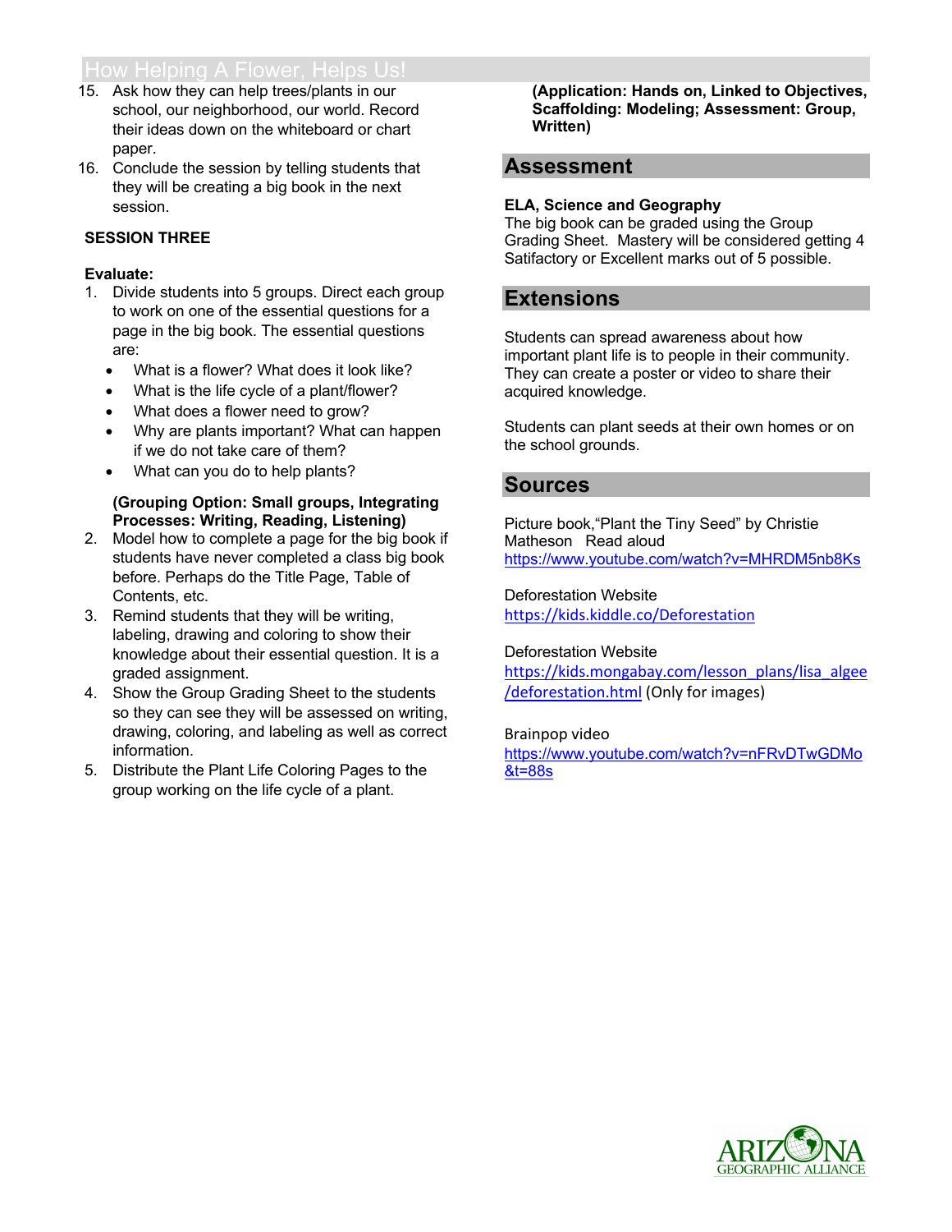15. Ask how they can help trees/plants in our school, our neighborhood, our world. Record their ideas down on the whiteboard or chart paper.
16. Conclude the session by telling students that they will be creating a big book in the next session.

**(Application: Hands on, Linked to Objectives, Scaffolding: Modeling; Assessment: Group, Written)**

**SESSION THREE**

**Evaluate:**

1. Divide students into 5 groups. Direct each group to work on one of the essential questions for a page in the big book. The essential questions are:
   - What is a flower? What does it look like?
   - What is the life cycle of a plant/flower?
   - What does a flower need to grow?
   - Why are plants important? What can happen if we do not take care of them?
   - What can you do to help plants?

   **(Grouping Option: Small groups, Integrating Processes: Writing, Reading, Listening)**
2. Model how to complete a page for the big book if students have never completed a class big book before. Perhaps do the Title Page, Table of Contents, etc.
3. Remind students that they will be writing, labeling, drawing and coloring to show their knowledge about their essential question. It is a graded assignment.
4. Show the Group Grading Sheet to the students so they can see they will be assessed on writing, drawing, coloring, and labeling as well as correct information.
5. Distribute the Plant Life Coloring Pages to the group working on the life cycle of a plant.

## Assessment

**ELA, Science and Geography**
The big book can be graded using the Group Grading Sheet. Mastery will be considered getting 4 Satisfactory or Excellent marks out of 5 possible.

## Extensions

Students can spread awareness about how important plant life is to people in their community. They can create a poster or video to share their acquired knowledge.

Students can plant seeds at their own homes or on the school grounds.

## Sources

Picture book,"Plant the Tiny Seed" by Christie Matheson Read aloud
https://www.youtube.com/watch?v=MHRDM5nb8Ks

Deforestation Website
https://kids.kiddle.co/Deforestation

Deforestation Website
https://kids.mongabay.com/lesson_plans/lisa_algee/deforestation.html (Only for images)

Brainpop video
https://www.youtube.com/watch?v=nFRvDTwGDMo&t=88s